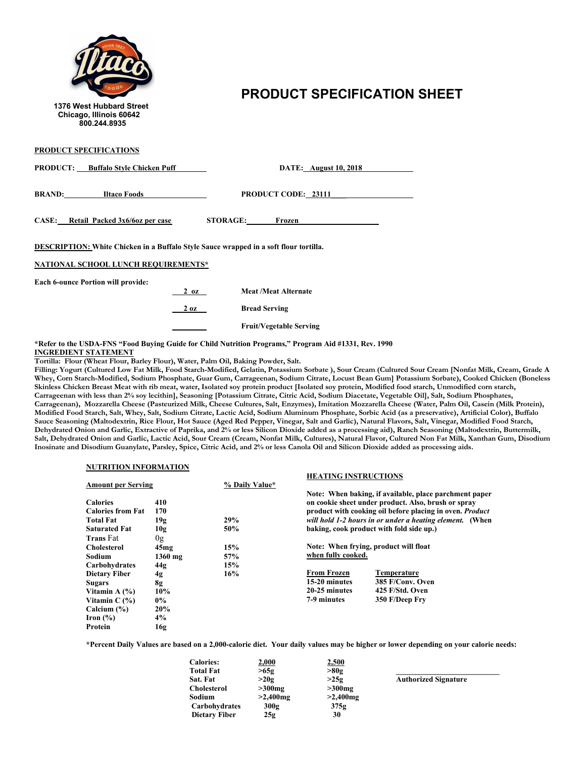1376 West Hubbard Street
Chicago, Illinois 60642
800.244.8935

# PRODUCT SPECIFICATION SHEET

## PRODUCT SPECIFICATIONS

**PRODUCT:** Buffalo Style Chicken Puff **DATE:** August 10, 2018

**BRAND:** Iltaco Foods **PRODUCT CODE:** 23111

**CASE:** Retail Packed 3x6/6oz per case **STORAGE:** Frozen

**DESCRIPTION:** White Chicken in a Buffalo Style Sauce wrapped in a soft flour tortilla.

## NATIONAL SCHOOL LUNCH REQUIREMENTS*

Each 6-ounce Portion will provide:

| | |
|---|---|
| 2 oz | Meat /Meat Alternate |
| 2 oz | Bread Serving |
| | Fruit/Vegetable Serving |

*Refer to the USDA-FNS "Food Buying Guide for Child Nutrition Programs," Program Aid #1331, Rev. 1990

## INGREDIENT STATEMENT

Tortilla: Flour (Wheat Flour, Barley Flour), Water, Palm Oil, Baking Powder, Salt.

Filling: Yogurt (Cultured Low Fat Milk, Food Starch-Modified, Gelatin, Potassium Sorbate ), Sour Cream (Cultured Sour Cream [Nonfat Milk, Cream, Grade A Whey, Corn Starch-Modified, Sodium Phosphate, Guar Gum, Carrageenan, Sodium Citrate, Locust Bean Gum] Potassium Sorbate), Cooked Chicken (Boneless Skinless Chicken Breast Meat with rib meat, water, Isolated soy protein product [Isolated soy protein, Modified food starch, Unmodified corn starch, Carrageenan with less than 2% soy lecithin], Seasoning [Potassium Citrate, Citric Acid, Sodium Diacetate, Vegetable Oil], Salt, Sodium Phosphates, Carrageenan), Mozzarella Cheese (Pasteurized Milk, Cheese Cultures, Salt, Enzymes), Imitation Mozzarella Cheese (Water, Palm Oil, Casein (Milk Protein), Modified Food Starch, Salt, Whey, Salt, Sodium Citrate, Lactic Acid, Sodium Aluminum Phosphate, Sorbic Acid (as a preservative), Artificial Color), Buffalo Sauce Seasoning (Maltodextrin, Rice Flour, Hot Sauce (Aged Red Pepper, Vinegar, Salt and Garlic), Natural Flavors, Salt, Vinegar, Modified Food Starch, Dehydrated Onion and Garlic, Extractive of Paprika, and 2% or less Silicon Dioxide added as a processing aid), Ranch Seasoning (Maltodextrin, Buttermilk, Salt, Dehydrated Onion and Garlic, Lactic Acid, Sour Cream (Cream, Nonfat Milk, Cultures), Natural Flavor, Cultured Non Fat Milk, Xanthan Gum, Disodium Inosinate and Disodium Guanylate, Parsley, Spice, Citric Acid, and 2% or less Canola Oil and Silicon Dioxide added as processing aids.

## NUTRITION INFORMATION

| Amount per Serving | | % Daily Value* |
|---|---|---|
| Calories | 410 | |
| Calories from Fat | 170 | |
| Total Fat | 19g | 29% |
| Saturated Fat | 10g | 50% |
| Trans Fat | 0g | |
| Cholesterol | 45mg | 15% |
| Sodium | 1360 mg | 57% |
| Carbohydrates | 44g | 15% |
| Dietary Fiber | 4g | 16% |
| Sugars | 8g | |
| Vitamin A (%) | 10% | |
| Vitamin C (%) | 0% | |
| Calcium (%) | 20% | |
| Iron (%) | 4% | |
| Protein | 16g | |

## HEATING INSTRUCTIONS

Note: When baking, if available, place parchment paper on cookie sheet under product. Also, brush or spray product with cooking oil before placing in oven. *Product will hold 1-2 hours in or under a heating element.* (When baking, cook product with fold side up.)

Note: When frying, product will float when fully cooked.

| From Frozen | Temperature |
|---|---|
| 15-20 minutes | 385 F/Conv. Oven |
| 20-25 minutes | 425 F/Std. Oven |
| 7-9 minutes | 350 F/Deep Fry |

*Percent Daily Values are based on a 2,000-calorie diet. Your daily values may be higher or lower depending on your calorie needs:

| Calories: | 2,000 | 2,500 |
|---|---|---|
| Total Fat | >65g | >80g |
| Sat. Fat | >20g | >25g |
| Cholesterol | >300mg | >300mg |
| Sodium | >2,400mg | >2,400mg |
| Carbohydrates | 300g | 375g |
| Dietary Fiber | 25g | 30 |

Authorized Signature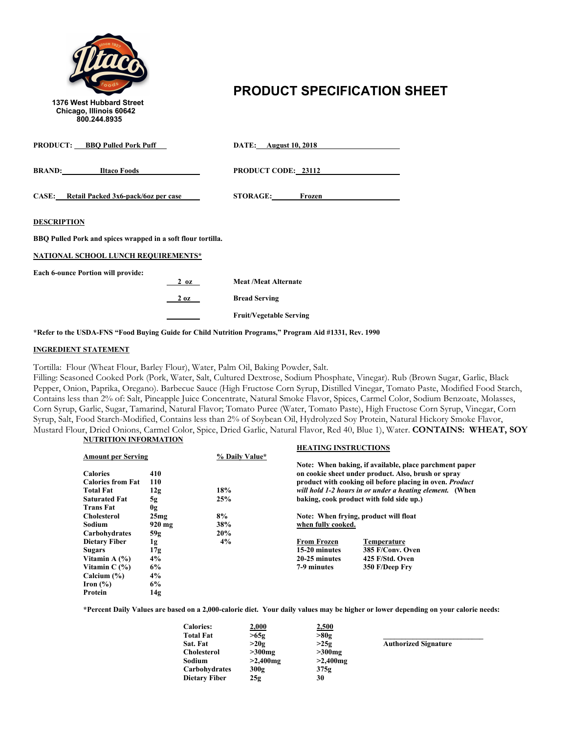1376 West Hubbard Street
Chicago, Illinois 60642
800.244.8935

# PRODUCT SPECIFICATION SHEET

**PRODUCT:** BBQ Pulled Pork Puff

**DATE:** August 10, 2018

**BRAND:** Iltaco Foods

**PRODUCT CODE:** 23112

**CASE:** Retail Packed 3x6-pack/6oz per case

**STORAGE:** Frozen

**DESCRIPTION**

**BBQ Pulled Pork and spices wrapped in a soft flour tortilla.**

**NATIONAL SCHOOL LUNCH REQUIREMENTS***

**Each 6-ounce Portion will provide:**

| | |
|---|---|
| 2 oz | Meat /Meat Alternate |
| 2 oz | Bread Serving |
| | Fruit/Vegetable Serving |

***Refer to the USDA-FNS "Food Buying Guide for Child Nutrition Programs," Program Aid #1331, Rev. 1990**

**INGREDIENT STATEMENT**

Tortilla: Flour (Wheat Flour, Barley Flour), Water, Palm Oil, Baking Powder, Salt.
Filling: Seasoned Cooked Pork (Pork, Water, Salt, Cultured Dextrose, Sodium Phosphate, Vinegar). Rub (Brown Sugar, Garlic, Black Pepper, Onion, Paprika, Oregano). Barbecue Sauce (High Fructose Corn Syrup, Distilled Vinegar, Tomato Paste, Modified Food Starch, Contains less than 2% of: Salt, Pineapple Juice Concentrate, Natural Smoke Flavor, Spices, Carmel Color, Sodium Benzoate, Molasses, Corn Syrup, Garlic, Sugar, Tamarind, Natural Flavor; Tomato Puree (Water, Tomato Paste), High Fructose Corn Syrup, Vinegar, Corn Syrup, Salt, Food Starch-Modified, Contains less than 2% of Soybean Oil, Hydrolyzed Soy Protein, Natural Hickory Smoke Flavor, Mustard Flour, Dried Onions, Carmel Color, Spice, Dried Garlic, Natural Flavor, Red 40, Blue 1), Water. **CONTAINS: WHEAT, SOY**

**NUTRITION INFORMATION**

| Amount per Serving | | % Daily Value* |
|---|---|---|
| Calories | 410 | |
| Calories from Fat | 110 | |
| Total Fat | 12g | 18% |
| Saturated Fat | 5g | 25% |
| Trans Fat | 0g | |
| Cholesterol | 25mg | 8% |
| Sodium | 920 mg | 38% |
| Carbohydrates | 59g | 20% |
| Dietary Fiber | 1g | 4% |
| Sugars | 17g | |
| Vitamin A (%) | 4% | |
| Vitamin C (%) | 6% | |
| Calcium (%) | 4% | |
| Iron (%) | 6% | |
| Protein | 14g | |

**HEATING INSTRUCTIONS**

**Note: When baking, if available, place parchment paper on cookie sheet under product. Also, brush or spray product with cooking oil before placing in oven. *Product will hold 1-2 hours in or under a heating element.* (When baking, cook product with fold side up.)**

**Note: When frying, product will float when fully cooked.**

| From Frozen | Temperature |
|---|---|
| 15-20 minutes | 385 F/Conv. Oven |
| 20-25 minutes | 425 F/Std. Oven |
| 7-9 minutes | 350 F/Deep Fry |

***Percent Daily Values are based on a 2,000-calorie diet. Your daily values may be higher or lower depending on your calorie needs:**

| Calories: | 2,000 | 2,500 |
|---|---|---|
| Total Fat | >65g | >80g |
| Sat. Fat | >20g | >25g |
| Cholesterol | >300mg | >300mg |
| Sodium | >2,400mg | >2,400mg |
| Carbohydrates | 300g | 375g |
| Dietary Fiber | 25g | 30 |

_________________________
**Authorized Signature**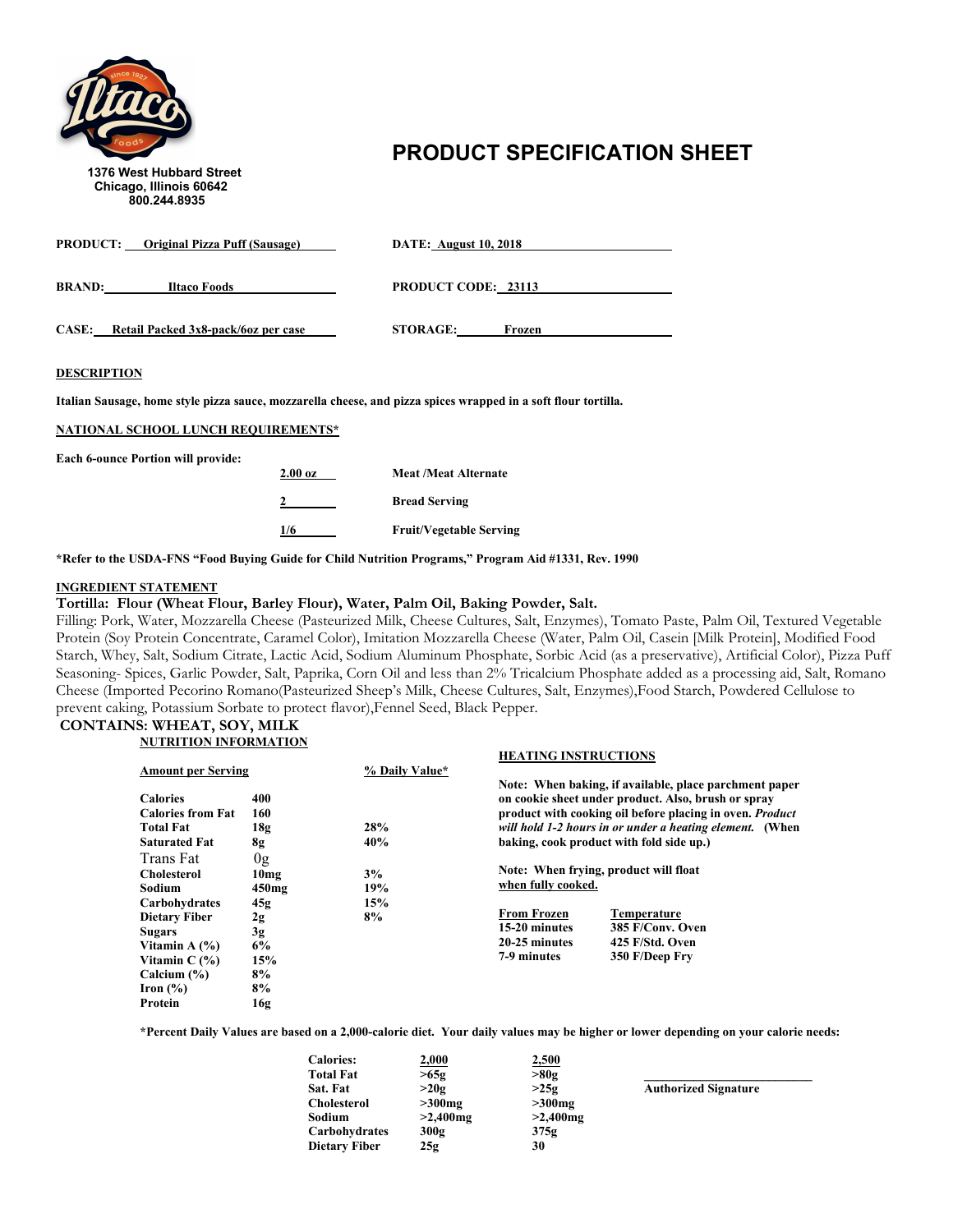1376 West Hubbard Street
Chicago, Illinois 60642
800.244.8935

# PRODUCT SPECIFICATION SHEET

**PRODUCT:** Original Pizza Puff (Sausage)

**DATE:** August 10, 2018

**BRAND:** Iltaco Foods

**PRODUCT CODE:** 23113

**CASE:** Retail Packed 3x8-pack/6oz per case

**STORAGE:** Frozen

## DESCRIPTION

**Italian Sausage, home style pizza sauce, mozzarella cheese, and pizza spices wrapped in a soft flour tortilla.**

## NATIONAL SCHOOL LUNCH REQUIREMENTS*

**Each 6-ounce Portion will provide:**

| | |
|---|---|
| 2.00 oz | Meat /Meat Alternate |
| 2 | Bread Serving |
| 1/6 | Fruit/Vegetable Serving |

**\*Refer to the USDA-FNS "Food Buying Guide for Child Nutrition Programs," Program Aid #1331, Rev. 1990**

## INGREDIENT STATEMENT

**Tortilla: Flour (Wheat Flour, Barley Flour), Water, Palm Oil, Baking Powder, Salt.**

Filling: Pork, Water, Mozzarella Cheese (Pasteurized Milk, Cheese Cultures, Salt, Enzymes), Tomato Paste, Palm Oil, Textured Vegetable Protein (Soy Protein Concentrate, Caramel Color), Imitation Mozzarella Cheese (Water, Palm Oil, Casein [Milk Protein], Modified Food Starch, Whey, Salt, Sodium Citrate, Lactic Acid, Sodium Aluminum Phosphate, Sorbic Acid (as a preservative), Artificial Color), Pizza Puff Seasoning- Spices, Garlic Powder, Salt, Paprika, Corn Oil and less than 2% Tricalcium Phosphate added as a processing aid, Salt, Romano Cheese (Imported Pecorino Romano(Pasteurized Sheep's Milk, Cheese Cultures, Salt, Enzymes),Food Starch, Powdered Cellulose to prevent caking, Potassium Sorbate to protect flavor),Fennel Seed, Black Pepper.

**CONTAINS: WHEAT, SOY, MILK**

## NUTRITION INFORMATION

| Amount per Serving | | % Daily Value* |
|---|---|---|
| Calories | 400 | |
| Calories from Fat | 160 | |
| Total Fat | 18g | 28% |
| Saturated Fat | 8g | 40% |
| Trans Fat | 0g | |
| Cholesterol | 10mg | 3% |
| Sodium | 450mg | 19% |
| Carbohydrates | 45g | 15% |
| Dietary Fiber | 2g | 8% |
| Sugars | 3g | |
| Vitamin A (%) | 6% | |
| Vitamin C (%) | 15% | |
| Calcium (%) | 8% | |
| Iron (%) | 8% | |
| Protein | 16g | |

## HEATING INSTRUCTIONS

**Note: When baking, if available, place parchment paper on cookie sheet under product. Also, brush or spray product with cooking oil before placing in oven. *Product will hold 1-2 hours in or under a heating element.* (When baking, cook product with fold side up.)**

**Note: When frying, product will float when fully cooked.**

| From Frozen | Temperature |
|---|---|
| 15-20 minutes | 385 F/Conv. Oven |
| 20-25 minutes | 425 F/Std. Oven |
| 7-9 minutes | 350 F/Deep Fry |

**\*Percent Daily Values are based on a 2,000-calorie diet. Your daily values may be higher or lower depending on your calorie needs:**

| Calories: | 2,000 | 2,500 |
|---|---|---|
| Total Fat | >65g | >80g |
| Sat. Fat | >20g | >25g |
| Cholesterol | >300mg | >300mg |
| Sodium | >2,400mg | >2,400mg |
| Carbohydrates | 300g | 375g |
| Dietary Fiber | 25g | 30 |

\_\_\_\_\_\_\_\_\_\_\_\_\_\_\_\_\_\_\_\_\_\_\_\_\_\_
**Authorized Signature**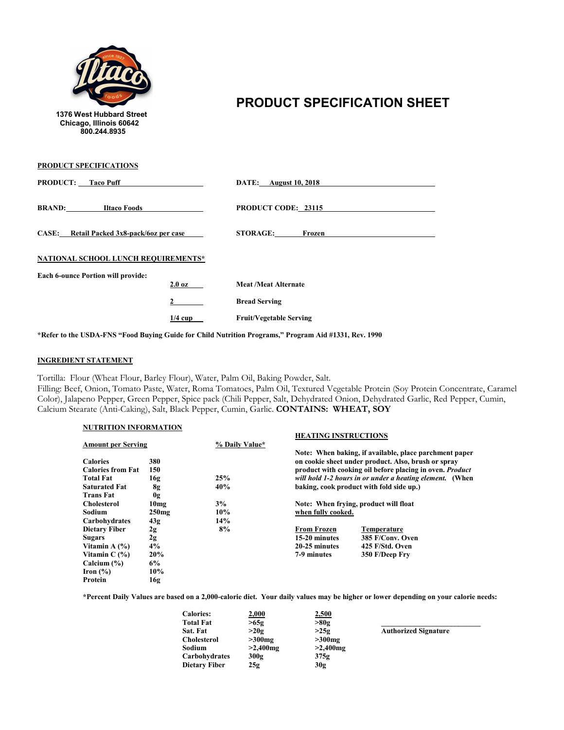1376 West Hubbard Street
Chicago, Illinois 60642
800.244.8935

# PRODUCT SPECIFICATION SHEET

**PRODUCT SPECIFICATIONS**

**PRODUCT:** Taco Puff

**DATE:** August 10, 2018

**BRAND:** Iltaco Foods

**PRODUCT CODE:** 23115

**CASE:** Retail Packed 3x8-pack/6oz per case

**STORAGE:** Frozen

**NATIONAL SCHOOL LUNCH REQUIREMENTS***

**Each 6-ounce Portion will provide:**

| | |
|---|---|
| 2.0 oz | Meat /Meat Alternate |
| 2 | Bread Serving |
| 1/4 cup | Fruit/Vegetable Serving |

***Refer to the USDA-FNS "Food Buying Guide for Child Nutrition Programs," Program Aid #1331, Rev. 1990**

**INGREDIENT STATEMENT**

Tortilla: Flour (Wheat Flour, Barley Flour), Water, Palm Oil, Baking Powder, Salt.
Filling: Beef, Onion, Tomato Paste, Water, Roma Tomatoes, Palm Oil, Textured Vegetable Protein (Soy Protein Concentrate, Caramel Color), Jalapeno Pepper, Green Pepper, Spice pack (Chili Pepper, Salt, Dehydrated Onion, Dehydrated Garlic, Red Pepper, Cumin, Calcium Stearate (Anti-Caking), Salt, Black Pepper, Cumin, Garlic. **CONTAINS: WHEAT, SOY**

**NUTRITION INFORMATION**

| Amount per Serving | | % Daily Value* |
|---|---|---|
| Calories | 380 | |
| Calories from Fat | 150 | |
| Total Fat | 16g | 25% |
| Saturated Fat | 8g | 40% |
| Trans Fat | 0g | |
| Cholesterol | 10mg | 3% |
| Sodium | 250mg | 10% |
| Carbohydrates | 43g | 14% |
| Dietary Fiber | 2g | 8% |
| Sugars | 2g | |
| Vitamin A (%) | 4% | |
| Vitamin C (%) | 20% | |
| Calcium (%) | 6% | |
| Iron (%) | 10% | |
| Protein | 16g | |

**HEATING INSTRUCTIONS**

**Note: When baking, if available, place parchment paper on cookie sheet under product. Also, brush or spray product with cooking oil before placing in oven. *Product will hold 1-2 hours in or under a heating element.* (When baking, cook product with fold side up.)**

**Note: When frying, product will float when fully cooked.**

| From Frozen | Temperature |
|---|---|
| 15-20 minutes | 385 F/Conv. Oven |
| 20-25 minutes | 425 F/Std. Oven |
| 7-9 minutes | 350 F/Deep Fry |

***Percent Daily Values are based on a 2,000-calorie diet. Your daily values may be higher or lower depending on your calorie needs:**

| Calories: | 2,000 | 2,500 |
|---|---|---|
| Total Fat | >65g | >80g |
| Sat. Fat | >20g | >25g |
| Cholesterol | >300mg | >300mg |
| Sodium | >2,400mg | >2,400mg |
| Carbohydrates | 300g | 375g |
| Dietary Fiber | 25g | 30g |

\_\_\_\_\_\_\_\_\_\_\_\_\_\_\_\_\_\_\_\_\_\_\_\_\_\_
**Authorized Signature**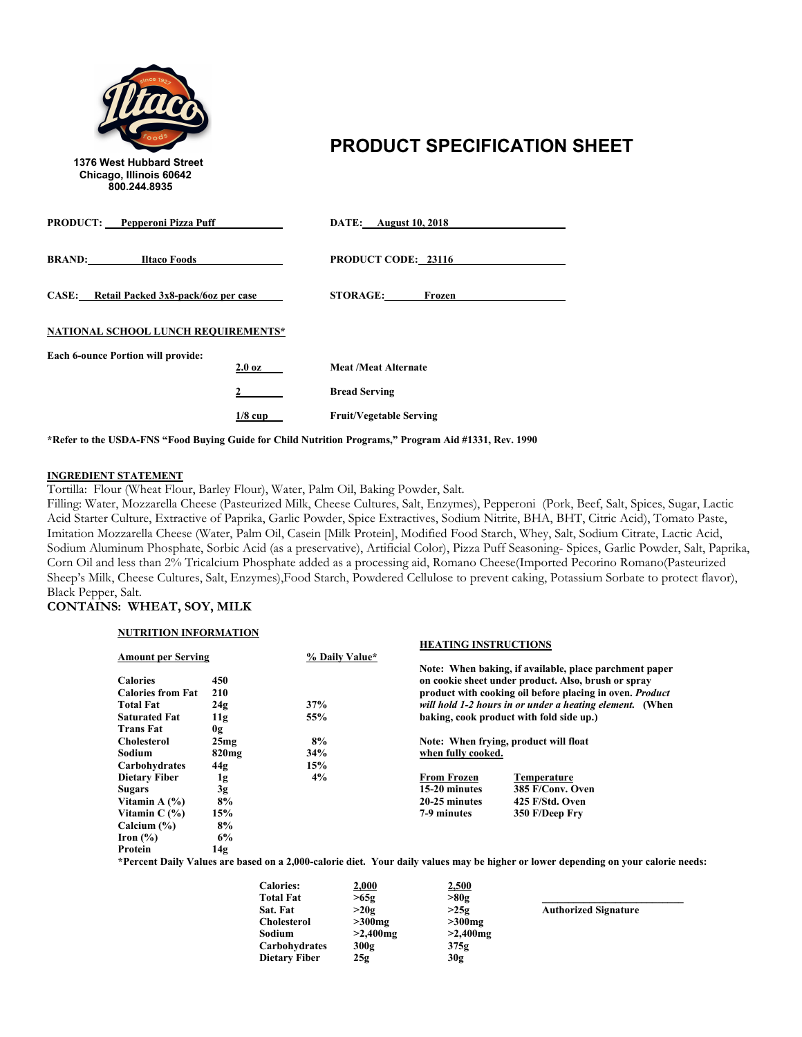1376 West Hubbard Street
Chicago, Illinois 60642
800.244.8935

# PRODUCT SPECIFICATION SHEET

**PRODUCT:** Pepperoni Pizza Puff

**DATE:** August 10, 2018

**BRAND:** Iltaco Foods

**PRODUCT CODE:** 23116

**CASE:** Retail Packed 3x8-pack/6oz per case

**STORAGE:** Frozen

**NATIONAL SCHOOL LUNCH REQUIREMENTS***

**Each 6-ounce Portion will provide:**

| | |
|---|---|
| 2.0 oz | Meat /Meat Alternate |
| 2 | Bread Serving |
| 1/8 cup | Fruit/Vegetable Serving |

***Refer to the USDA-FNS "Food Buying Guide for Child Nutrition Programs," Program Aid #1331, Rev. 1990**

**INGREDIENT STATEMENT**

Tortilla: Flour (Wheat Flour, Barley Flour), Water, Palm Oil, Baking Powder, Salt.
Filling: Water, Mozzarella Cheese (Pasteurized Milk, Cheese Cultures, Salt, Enzymes), Pepperoni (Pork, Beef, Salt, Spices, Sugar, Lactic Acid Starter Culture, Extractive of Paprika, Garlic Powder, Spice Extractives, Sodium Nitrite, BHA, BHT, Citric Acid), Tomato Paste, Imitation Mozzarella Cheese (Water, Palm Oil, Casein [Milk Protein], Modified Food Starch, Whey, Salt, Sodium Citrate, Lactic Acid, Sodium Aluminum Phosphate, Sorbic Acid (as a preservative), Artificial Color), Pizza Puff Seasoning- Spices, Garlic Powder, Salt, Paprika, Corn Oil and less than 2% Tricalcium Phosphate added as a processing aid, Romano Cheese(Imported Pecorino Romano(Pasteurized Sheep's Milk, Cheese Cultures, Salt, Enzymes),Food Starch, Powdered Cellulose to prevent caking, Potassium Sorbate to protect flavor), Black Pepper, Salt.

**CONTAINS: WHEAT, SOY, MILK**

**NUTRITION INFORMATION**

| Amount per Serving | | % Daily Value* |
|---|---|---|
| Calories | 450 | |
| Calories from Fat | 210 | |
| Total Fat | 24g | 37% |
| Saturated Fat | 11g | 55% |
| Trans Fat | 0g | |
| Cholesterol | 25mg | 8% |
| Sodium | 820mg | 34% |
| Carbohydrates | 44g | 15% |
| Dietary Fiber | 1g | 4% |
| Sugars | 3g | |
| Vitamin A (%) | 8% | |
| Vitamin C (%) | 15% | |
| Calcium (%) | 8% | |
| Iron (%) | 6% | |
| Protein | 14g | |

**HEATING INSTRUCTIONS**

**Note: When baking, if available, place parchment paper on cookie sheet under product. Also, brush or spray product with cooking oil before placing in oven. *Product will hold 1-2 hours in or under a heating element.* (When baking, cook product with fold side up.)**

**Note: When frying, product will float when fully cooked.**

| From Frozen | Temperature |
|---|---|
| 15-20 minutes | 385 F/Conv. Oven |
| 20-25 minutes | 425 F/Std. Oven |
| 7-9 minutes | 350 F/Deep Fry |

***Percent Daily Values are based on a 2,000-calorie diet. Your daily values may be higher or lower depending on your calorie needs:**

| Calories: | 2,000 | 2,500 |
|---|---|---|
| Total Fat | >65g | >80g |
| Sat. Fat | >20g | >25g |
| Cholesterol | >300mg | >300mg |
| Sodium | >2,400mg | >2,400mg |
| Carbohydrates | 300g | 375g |
| Dietary Fiber | 25g | 30g |

______________________________
**Authorized Signature**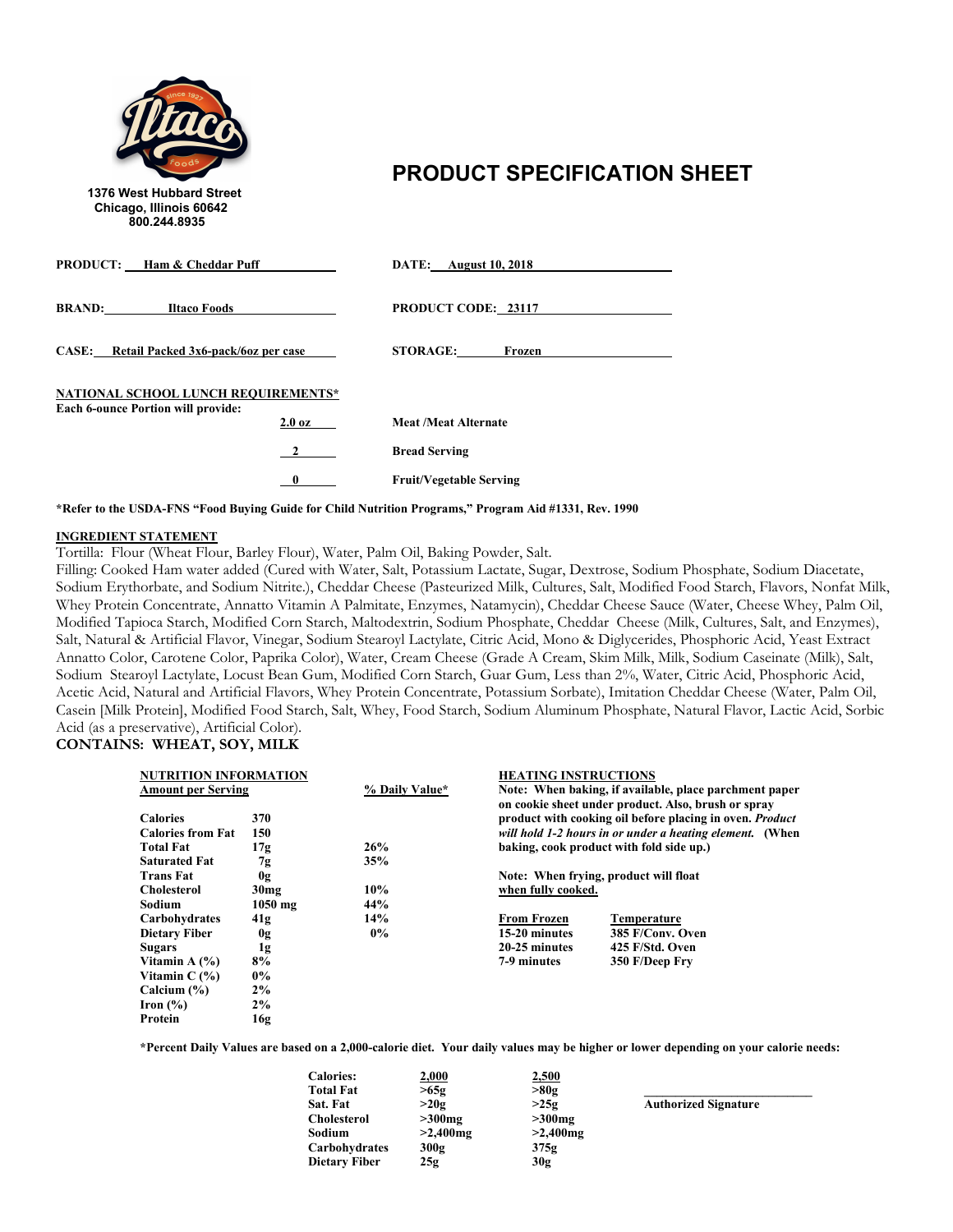1376 West Hubbard Street
Chicago, Illinois 60642
800.244.8935

# PRODUCT SPECIFICATION SHEET

**PRODUCT:** Ham & Cheddar Puff

**DATE:** August 10, 2018

**BRAND:** Iltaco Foods

**PRODUCT CODE:** 23117

**CASE:** Retail Packed 3x6-pack/6oz per case

**STORAGE:** Frozen

**NATIONAL SCHOOL LUNCH REQUIREMENTS***
**Each 6-ounce Portion will provide:**

| | |
|---|---|
| 2.0 oz | Meat /Meat Alternate |
| 2 | Bread Serving |
| 0 | Fruit/Vegetable Serving |

***Refer to the USDA-FNS "Food Buying Guide for Child Nutrition Programs," Program Aid #1331, Rev. 1990**

**INGREDIENT STATEMENT**

Tortilla: Flour (Wheat Flour, Barley Flour), Water, Palm Oil, Baking Powder, Salt.
Filling: Cooked Ham water added (Cured with Water, Salt, Potassium Lactate, Sugar, Dextrose, Sodium Phosphate, Sodium Diacetate, Sodium Erythorbate, and Sodium Nitrite.), Cheddar Cheese (Pasteurized Milk, Cultures, Salt, Modified Food Starch, Flavors, Nonfat Milk, Whey Protein Concentrate, Annatto Vitamin A Palmitate, Enzymes, Natamycin), Cheddar Cheese Sauce (Water, Cheese Whey, Palm Oil, Modified Tapioca Starch, Modified Corn Starch, Maltodextrin, Sodium Phosphate, Cheddar Cheese (Milk, Cultures, Salt, and Enzymes), Salt, Natural & Artificial Flavor, Vinegar, Sodium Stearoyl Lactylate, Citric Acid, Mono & Diglycerides, Phosphoric Acid, Yeast Extract Annatto Color, Carotene Color, Paprika Color), Water, Cream Cheese (Grade A Cream, Skim Milk, Milk, Sodium Caseinate (Milk), Salt, Sodium Stearoyl Lactylate, Locust Bean Gum, Modified Corn Starch, Guar Gum, Less than 2%, Water, Citric Acid, Phosphoric Acid, Acetic Acid, Natural and Artificial Flavors, Whey Protein Concentrate, Potassium Sorbate), Imitation Cheddar Cheese (Water, Palm Oil, Casein [Milk Protein], Modified Food Starch, Salt, Whey, Food Starch, Sodium Aluminum Phosphate, Natural Flavor, Lactic Acid, Sorbic Acid (as a preservative), Artificial Color).

**CONTAINS: WHEAT, SOY, MILK**

**NUTRITION INFORMATION**

| Amount per Serving | | % Daily Value* |
|---|---|---|
| Calories | 370 | |
| Calories from Fat | 150 | |
| Total Fat | 17g | 26% |
| Saturated Fat | 7g | 35% |
| Trans Fat | 0g | |
| Cholesterol | 30mg | 10% |
| Sodium | 1050 mg | 44% |
| Carbohydrates | 41g | 14% |
| Dietary Fiber | 0g | 0% |
| Sugars | 1g | |
| Vitamin A (%) | 8% | |
| Vitamin C (%) | 0% | |
| Calcium (%) | 2% | |
| Iron (%) | 2% | |
| Protein | 16g | |

**HEATING INSTRUCTIONS**

**Note: When baking, if available, place parchment paper on cookie sheet under product. Also, brush or spray product with cooking oil before placing in oven. *Product will hold 1-2 hours in or under a heating element.* (When baking, cook product with fold side up.)**

**Note: When frying, product will float when fully cooked.**

| From Frozen | Temperature |
|---|---|
| 15-20 minutes | 385 F/Conv. Oven |
| 20-25 minutes | 425 F/Std. Oven |
| 7-9 minutes | 350 F/Deep Fry |

***Percent Daily Values are based on a 2,000-calorie diet. Your daily values may be higher or lower depending on your calorie needs:**

| Calories: | 2,000 | 2,500 |
|---|---|---|
| Total Fat | >65g | >80g |
| Sat. Fat | >20g | >25g |
| Cholesterol | >300mg | >300mg |
| Sodium | >2,400mg | >2,400mg |
| Carbohydrates | 300g | 375g |
| Dietary Fiber | 25g | 30g |

____________________________
**Authorized Signature**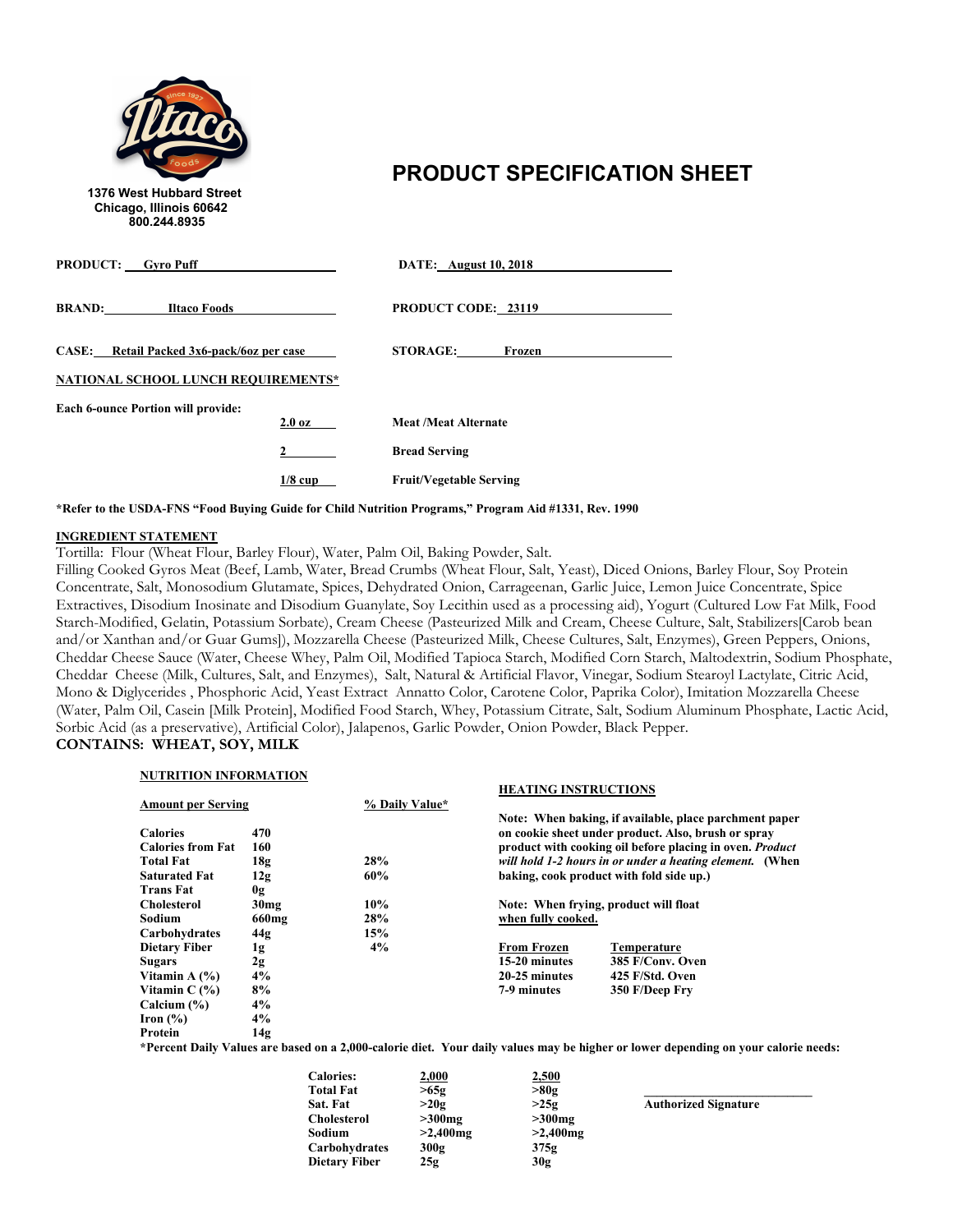1376 West Hubbard Street
Chicago, Illinois 60642
800.244.8935

# PRODUCT SPECIFICATION SHEET

**PRODUCT:** Gyro Puff

**DATE:** August 10, 2018

**BRAND:** Iltaco Foods

**PRODUCT CODE:** 23119

**CASE:** Retail Packed 3x6-pack/6oz per case

**STORAGE:** Frozen

**NATIONAL SCHOOL LUNCH REQUIREMENTS***

**Each 6-ounce Portion will provide:**

| | |
|---|---|
| 2.0 oz | Meat /Meat Alternate |
| 2 | Bread Serving |
| 1/8 cup | Fruit/Vegetable Serving |

***Refer to the USDA-FNS "Food Buying Guide for Child Nutrition Programs," Program Aid #1331, Rev. 1990**

**INGREDIENT STATEMENT**

Tortilla: Flour (Wheat Flour, Barley Flour), Water, Palm Oil, Baking Powder, Salt.

Filling Cooked Gyros Meat (Beef, Lamb, Water, Bread Crumbs (Wheat Flour, Salt, Yeast), Diced Onions, Barley Flour, Soy Protein Concentrate, Salt, Monosodium Glutamate, Spices, Dehydrated Onion, Carrageenan, Garlic Juice, Lemon Juice Concentrate, Spice Extractives, Disodium Inosinate and Disodium Guanylate, Soy Lecithin used as a processing aid), Yogurt (Cultured Low Fat Milk, Food Starch-Modified, Gelatin, Potassium Sorbate), Cream Cheese (Pasteurized Milk and Cream, Cheese Culture, Salt, Stabilizers[Carob bean and/or Xanthan and/or Guar Gums]), Mozzarella Cheese (Pasteurized Milk, Cheese Cultures, Salt, Enzymes), Green Peppers, Onions, Cheddar Cheese Sauce (Water, Cheese Whey, Palm Oil, Modified Tapioca Starch, Modified Corn Starch, Maltodextrin, Sodium Phosphate, Cheddar Cheese (Milk, Cultures, Salt, and Enzymes), Salt, Natural & Artificial Flavor, Vinegar, Sodium Stearoyl Lactylate, Citric Acid, Mono & Diglycerides , Phosphoric Acid, Yeast Extract Annatto Color, Carotene Color, Paprika Color), Imitation Mozzarella Cheese (Water, Palm Oil, Casein [Milk Protein], Modified Food Starch, Whey, Potassium Citrate, Salt, Sodium Aluminum Phosphate, Lactic Acid, Sorbic Acid (as a preservative), Artificial Color), Jalapenos, Garlic Powder, Onion Powder, Black Pepper.

**CONTAINS: WHEAT, SOY, MILK**

**NUTRITION INFORMATION**

| Amount per Serving | | % Daily Value* |
|---|---|---|
| Calories | 470 | |
| Calories from Fat | 160 | |
| Total Fat | 18g | 28% |
| Saturated Fat | 12g | 60% |
| Trans Fat | 0g | |
| Cholesterol | 30mg | 10% |
| Sodium | 660mg | 28% |
| Carbohydrates | 44g | 15% |
| Dietary Fiber | 1g | 4% |
| Sugars | 2g | |
| Vitamin A (%) | 4% | |
| Vitamin C (%) | 8% | |
| Calcium (%) | 4% | |
| Iron (%) | 4% | |
| Protein | 14g | |

**HEATING INSTRUCTIONS**

**Note: When baking, if available, place parchment paper on cookie sheet under product. Also, brush or spray product with cooking oil before placing in oven.** ***Product will hold 1-2 hours in or under a heating element.*** **(When baking, cook product with fold side up.)**

**Note: When frying, product will float when fully cooked.**

| From Frozen | Temperature |
|---|---|
| 15-20 minutes | 385 F/Conv. Oven |
| 20-25 minutes | 425 F/Std. Oven |
| 7-9 minutes | 350 F/Deep Fry |

***Percent Daily Values are based on a 2,000-calorie diet. Your daily values may be higher or lower depending on your calorie needs:**

| Calories: | 2,000 | 2,500 |
|---|---|---|
| Total Fat | >65g | >80g |
| Sat. Fat | >20g | >25g |
| Cholesterol | >300mg | >300mg |
| Sodium | >2,400mg | >2,400mg |
| Carbohydrates | 300g | 375g |
| Dietary Fiber | 25g | 30g |

**Authorized Signature**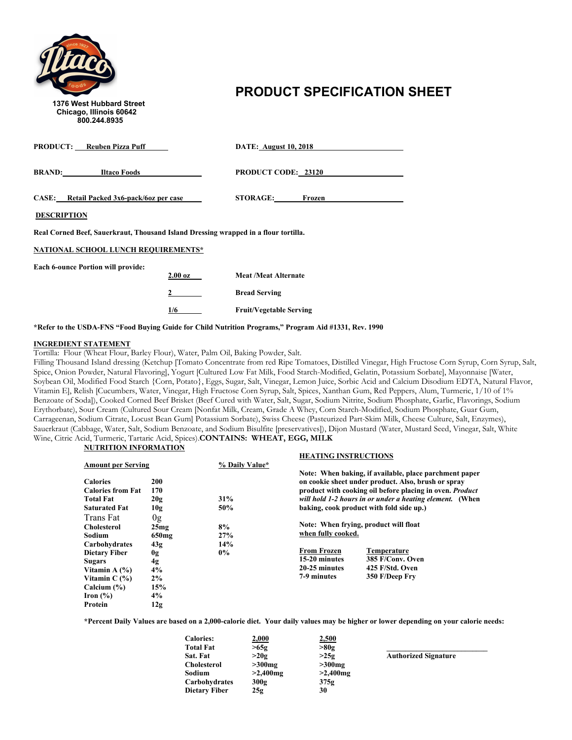Iltaco Foods

1376 West Hubbard Street
Chicago, Illinois 60642
800.244.8935

# PRODUCT SPECIFICATION SHEET

**PRODUCT:** Reuben Pizza Puff

**DATE:** August 10, 2018

**BRAND:** Iltaco Foods

**PRODUCT CODE:** 23120

**CASE:** Retail Packed 3x6-pack/6oz per case

**STORAGE:** Frozen

**DESCRIPTION**

**Real Corned Beef, Sauerkraut, Thousand Island Dressing wrapped in a flour tortilla.**

**NATIONAL SCHOOL LUNCH REQUIREMENTS***

**Each 6-ounce Portion will provide:**

| | |
|---|---|
| 2.00 oz | Meat /Meat Alternate |
| 2 | Bread Serving |
| 1/6 | Fruit/Vegetable Serving |

***Refer to the USDA-FNS "Food Buying Guide for Child Nutrition Programs," Program Aid #1331, Rev. 1990**

**INGREDIENT STATEMENT**

Tortilla: Flour (Wheat Flour, Barley Flour), Water, Palm Oil, Baking Powder, Salt.
Filling Thousand Island dressing (Ketchup [Tomato Concentrate from red Ripe Tomatoes, Distilled Vinegar, High Fructose Corn Syrup, Corn Syrup, Salt, Spice, Onion Powder, Natural Flavoring], Yogurt [Cultured Low Fat Milk, Food Starch-Modified, Gelatin, Potassium Sorbate], Mayonnaise [Water, Soybean Oil, Modified Food Starch {Corn, Potato}, Eggs, Sugar, Salt, Vinegar, Lemon Juice, Sorbic Acid and Calcium Disodium EDTA, Natural Flavor, Vitamin E], Relish [Cucumbers, Water, Vinegar, High Fructose Corn Syrup, Salt, Spices, Xanthan Gum, Red Peppers, Alum, Turmeric, 1/10 of 1% Benzoate of Soda]), Cooked Corned Beef Brisket (Beef Cured with Water, Salt, Sugar, Sodium Nitrite, Sodium Phosphate, Garlic, Flavorings, Sodium Erythorbate), Sour Cream (Cultured Sour Cream [Nonfat Milk, Cream, Grade A Whey, Corn Starch-Modified, Sodium Phosphate, Guar Gum, Carrageenan, Sodium Citrate, Locust Bean Gum] Potassium Sorbate), Swiss Cheese (Pasteurized Part-Skim Milk, Cheese Culture, Salt, Enzymes), Sauerkraut (Cabbage, Water, Salt, Sodium Benzoate, and Sodium Bisulfite [preservatives]), Dijon Mustard (Water, Mustard Seed, Vinegar, Salt, White Wine, Citric Acid, Turmeric, Tartaric Acid, Spices).**CONTAINS: WHEAT, EGG, MILK**

**NUTRITION INFORMATION**

| Amount per Serving | | % Daily Value* |
|---|---|---|
| Calories | 200 | |
| Calories from Fat | 170 | |
| Total Fat | 20g | 31% |
| Saturated Fat | 10g | 50% |
| Trans Fat | 0g | |
| Cholesterol | 25mg | 8% |
| Sodium | 650mg | 27% |
| Carbohydrates | 43g | 14% |
| Dietary Fiber | 0g | 0% |
| Sugars | 4g | |
| Vitamin A (%) | 4% | |
| Vitamin C (%) | 2% | |
| Calcium (%) | 15% | |
| Iron (%) | 4% | |
| Protein | 12g | |

**HEATING INSTRUCTIONS**

**Note: When baking, if available, place parchment paper on cookie sheet under product. Also, brush or spray product with cooking oil before placing in oven. *Product will hold 1-2 hours in or under a heating element.* (When baking, cook product with fold side up.)**

**Note: When frying, product will float when fully cooked.**

| From Frozen | Temperature |
|---|---|
| 15-20 minutes | 385 F/Conv. Oven |
| 20-25 minutes | 425 F/Std. Oven |
| 7-9 minutes | 350 F/Deep Fry |

***Percent Daily Values are based on a 2,000-calorie diet. Your daily values may be higher or lower depending on your calorie needs:**

| Calories: | 2,000 | 2,500 |
|---|---|---|
| Total Fat | >65g | >80g |
| Sat. Fat | >20g | >25g |
| Cholesterol | >300mg | >300mg |
| Sodium | >2,400mg | >2,400mg |
| Carbohydrates | 300g | 375g |
| Dietary Fiber | 25g | 30 |

______________________________
**Authorized Signature**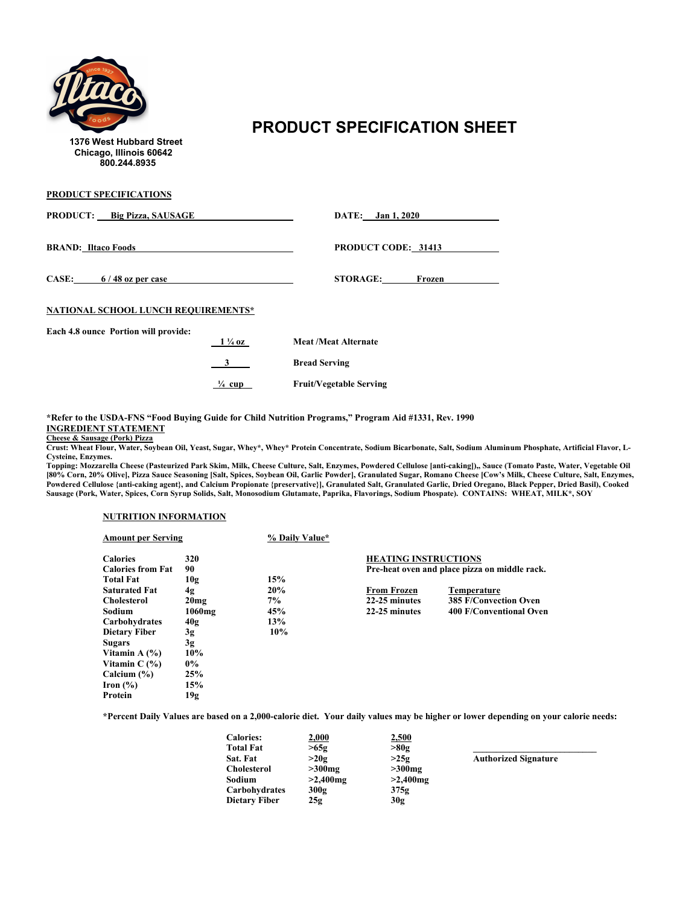1376 West Hubbard Street
Chicago, Illinois 60642
800.244.8935

# PRODUCT SPECIFICATION SHEET

## PRODUCT SPECIFICATIONS

**PRODUCT:** Big Pizza, SAUSAGE

**DATE:** Jan 1, 2020

**BRAND:** Iltaco Foods

**PRODUCT CODE:** 31413

**CASE:** 6 / 48 oz per case

**STORAGE:** Frozen

## NATIONAL SCHOOL LUNCH REQUIREMENTS*

**Each 4.8 ounce Portion will provide:**

| | |
|---|---|
| 1 ¼ oz | Meat /Meat Alternate |
| 3 | Bread Serving |
| ¼ cup | Fruit/Vegetable Serving |

*Refer to the USDA-FNS "Food Buying Guide for Child Nutrition Programs," Program Aid #1331, Rev. 1990

## INGREDIENT STATEMENT

**Cheese & Sausage (Pork) Pizza**

**Crust:** Wheat Flour, Water, Soybean Oil, Yeast, Sugar, Whey*, Whey* Protein Concentrate, Sodium Bicarbonate, Salt, Sodium Aluminum Phosphate, Artificial Flavor, L-Cysteine, Enzymes.

**Topping:** Mozzarella Cheese (Pasteurized Park Skim, Milk, Cheese Culture, Salt, Enzymes, Powdered Cellulose [anti-caking]),, Sauce (Tomato Paste, Water, Vegetable Oil [80% Corn, 20% Olive], Pizza Sauce Seasoning [Salt, Spices, Soybean Oil, Garlic Powder], Granulated Sugar, Romano Cheese [Cow's Milk, Cheese Culture, Salt, Enzymes, Powdered Cellulose {anti-caking agent}, and Calcium Propionate {preservative}], Granulated Salt, Granulated Garlic, Dried Oregano, Black Pepper, Dried Basil), Cooked Sausage (Pork, Water, Spices, Corn Syrup Solids, Salt, Monosodium Glutamate, Paprika, Flavorings, Sodium Phospate). CONTAINS: WHEAT, MILK*, SOY

## NUTRITION INFORMATION

| Amount per Serving | | % Daily Value* |
|---|---|---|
| Calories | 320 | |
| Calories from Fat | 90 | |
| Total Fat | 10g | 15% |
| Saturated Fat | 4g | 20% |
| Cholesterol | 20mg | 7% |
| Sodium | 1060mg | 45% |
| Carbohydrates | 40g | 13% |
| Dietary Fiber | 3g | 10% |
| Sugars | 3g | |
| Vitamin A (%) | 10% | |
| Vitamin C (%) | 0% | |
| Calcium (%) | 25% | |
| Iron (%) | 15% | |
| Protein | 19g | |

## HEATING INSTRUCTIONS

Pre-heat oven and place pizza on middle rack.

| From Frozen | Temperature |
|---|---|
| 22-25 minutes | 385 F/Convection Oven |
| 22-25 minutes | 400 F/Conventional Oven |

*Percent Daily Values are based on a 2,000-calorie diet. Your daily values may be higher or lower depending on your calorie needs:

| Calories: | 2,000 | 2,500 |
|---|---|---|
| Total Fat | >65g | >80g |
| Sat. Fat | >20g | >25g |
| Cholesterol | >300mg | >300mg |
| Sodium | >2,400mg | >2,400mg |
| Carbohydrates | 300g | 375g |
| Dietary Fiber | 25g | 30g |

_________________________
**Authorized Signature**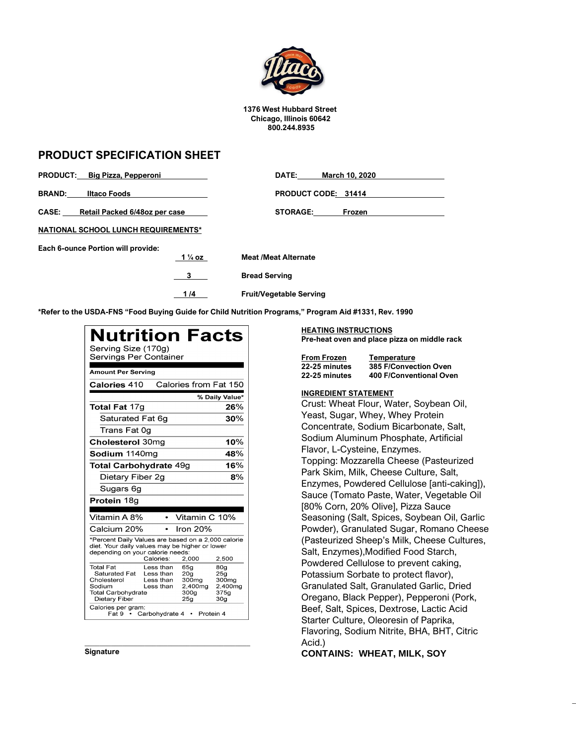1376 West Hubbard Street
Chicago, Illinois 60642
800.244.8935

# PRODUCT SPECIFICATION SHEET

**PRODUCT:** Big Pizza, Pepperoni

**DATE:** March 10, 2020

**BRAND:** Iltaco Foods

**PRODUCT CODE:** 31414

**CASE:** Retail Packed 6/48oz per case

**STORAGE:** Frozen

**NATIONAL SCHOOL LUNCH REQUIREMENTS***

**Each 6-ounce Portion will provide:**

| | |
|---|---|
| 1 ¼ oz | Meat /Meat Alternate |
| 3 | Bread Serving |
| 1 /4 | Fruit/Vegetable Serving |

***Refer to the USDA-FNS "Food Buying Guide for Child Nutrition Programs," Program Aid #1331, Rev. 1990**

## Nutrition Facts

Serving Size (170g)
Servings Per Container

**Amount Per Serving**

**Calories** 410 Calories from Fat 150

| | % Daily Value* |
|---|---|
| **Total Fat** 17g | 26% |
| Saturated Fat 6g | 30% |
| Trans Fat 0g | |
| **Cholesterol** 30mg | 10% |
| **Sodium** 1140mg | 48% |
| **Total Carbohydrate** 49g | 16% |
| Dietary Fiber 2g | 8% |
| Sugars 6g | |
| **Protein** 18g | |

Vitamin A 8% • Vitamin C 10%
Calcium 20% • Iron 20%

*Percent Daily Values are based on a 2,000 calorie diet. Your daily values may be higher or lower depending on your calorie needs:

| | Calories: | 2,000 | 2,500 |
|---|---|---|---|
| Total Fat | Less than | 65g | 80g |
| Saturated Fat | Less than | 20g | 25g |
| Cholesterol | Less than | 300mg | 300mg |
| Sodium | Less than | 2,400mg | 2,400mg |
| Total Carbohydrate | | 300g | 375g |
| Dietary Fiber | | 25g | 30g |

Calories per gram:
Fat 9 • Carbohydrate 4 • Protein 4

**HEATING INSTRUCTIONS**
**Pre-heat oven and place pizza on middle rack**

| From Frozen | Temperature |
|---|---|
| 22-25 minutes | 385 F/Convection Oven |
| 22-25 minutes | 400 F/Conventional Oven |

**INGREDIENT STATEMENT**

Crust: Wheat Flour, Water, Soybean Oil, Yeast, Sugar, Whey, Whey Protein Concentrate, Sodium Bicarbonate, Salt, Sodium Aluminum Phosphate, Artificial Flavor, L-Cysteine, Enzymes.
Topping: Mozzarella Cheese (Pasteurized Park Skim, Milk, Cheese Culture, Salt, Enzymes, Powdered Cellulose [anti-caking]), Sauce (Tomato Paste, Water, Vegetable Oil [80% Corn, 20% Olive], Pizza Sauce Seasoning (Salt, Spices, Soybean Oil, Garlic Powder), Granulated Sugar, Romano Cheese (Pasteurized Sheep's Milk, Cheese Cultures, Salt, Enzymes),Modified Food Starch, Powdered Cellulose to prevent caking, Potassium Sorbate to protect flavor), Granulated Salt, Granulated Garlic, Dried Oregano, Black Pepper), Pepperoni (Pork, Beef, Salt, Spices, Dextrose, Lactic Acid Starter Culture, Oleoresin of Paprika, Flavoring, Sodium Nitrite, BHA, BHT, Citric Acid.)
**CONTAINS: WHEAT, MILK, SOY**

\_\_\_\_\_\_\_\_\_\_\_\_\_\_\_\_\_\_\_\_\_\_\_\_\_\_\_\_\_\_\_\_

**Signature**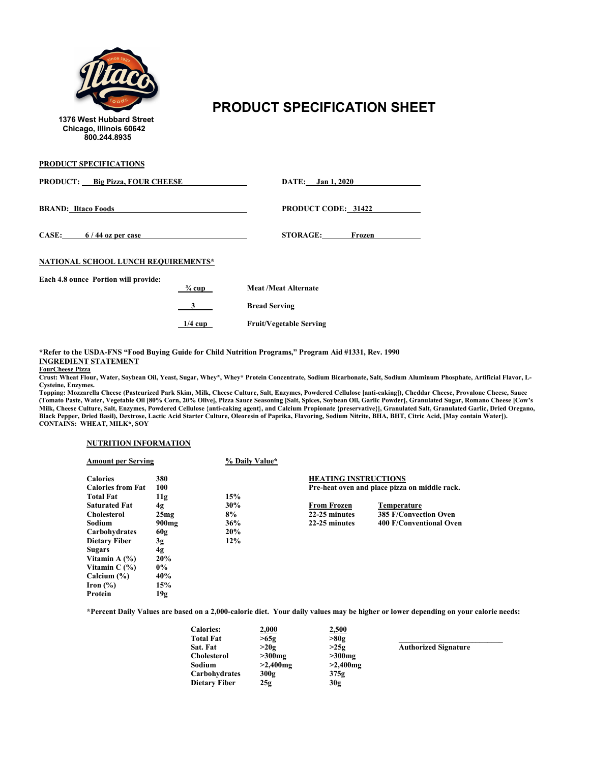1376 West Hubbard Street
Chicago, Illinois 60642
800.244.8935

# PRODUCT SPECIFICATION SHEET

**PRODUCT SPECIFICATIONS**

**PRODUCT:** Big Pizza, FOUR CHEESE

**DATE:** Jan 1, 2020

**BRAND:** Iltaco Foods

**PRODUCT CODE:** 31422

**CASE:** 6 / 44 oz per case

**STORAGE:** Frozen

**NATIONAL SCHOOL LUNCH REQUIREMENTS***

**Each 4.8 ounce Portion will provide:**

| | |
|---|---|
| ¾ cup | Meat /Meat Alternate |
| 3 | Bread Serving |
| 1/4 cup | Fruit/Vegetable Serving |

*Refer to the USDA-FNS "Food Buying Guide for Child Nutrition Programs," Program Aid #1331, Rev. 1990

**INGREDIENT STATEMENT**

**FourCheese Pizza**

**Crust:** Wheat Flour, Water, Soybean Oil, Yeast, Sugar, Whey*, Whey* Protein Concentrate, Sodium Bicarbonate, Salt, Sodium Aluminum Phosphate, Artificial Flavor, L-Cysteine, Enzymes.

**Topping:** Mozzarella Cheese (Pasteurized Park Skim, Milk, Cheese Culture, Salt, Enzymes, Powdered Cellulose [anti-caking]), Cheddar Cheese, Provalone Cheese, Sauce (Tomato Paste, Water, Vegetable Oil [80% Corn, 20% Olive], Pizza Sauce Seasoning [Salt, Spices, Soybean Oil, Garlic Powder], Granulated Sugar, Romano Cheese [Cow's Milk, Cheese Culture, Salt, Enzymes, Powdered Cellulose {anti-caking agent}, and Calcium Propionate {preservative}], Granulated Salt, Granulated Garlic, Dried Oregano, Black Pepper, Dried Basil), Dextrose, Lactic Acid Starter Culture, Oleoresin of Paprika, Flavoring, Sodium Nitrite, BHA, BHT, Citric Acid, [May contain Water]).

**CONTAINS: WHEAT, MILK*, SOY**

**NUTRITION INFORMATION**

| Amount per Serving | | % Daily Value* |
|---|---|---|
| Calories | 380 | |
| Calories from Fat | 100 | |
| Total Fat | 11g | 15% |
| Saturated Fat | 4g | 30% |
| Cholesterol | 25mg | 8% |
| Sodium | 900mg | 36% |
| Carbohydrates | 60g | 20% |
| Dietary Fiber | 3g | 12% |
| Sugars | 4g | |
| Vitamin A (%) | 20% | |
| Vitamin C (%) | 0% | |
| Calcium (%) | 40% | |
| Iron (%) | 15% | |
| Protein | 19g | |

**HEATING INSTRUCTIONS**

Pre-heat oven and place pizza on middle rack.

| From Frozen | Temperature |
|---|---|
| 22-25 minutes | 385 F/Convection Oven |
| 22-25 minutes | 400 F/Conventional Oven |

*Percent Daily Values are based on a 2,000-calorie diet. Your daily values may be higher or lower depending on your calorie needs:

| Calories: | 2,000 | 2,500 |
|---|---|---|
| Total Fat | >65g | >80g |
| Sat. Fat | >20g | >25g |
| Cholesterol | >300mg | >300mg |
| Sodium | >2,400mg | >2,400mg |
| Carbohydrates | 300g | 375g |
| Dietary Fiber | 25g | 30g |

___________________________
Authorized Signature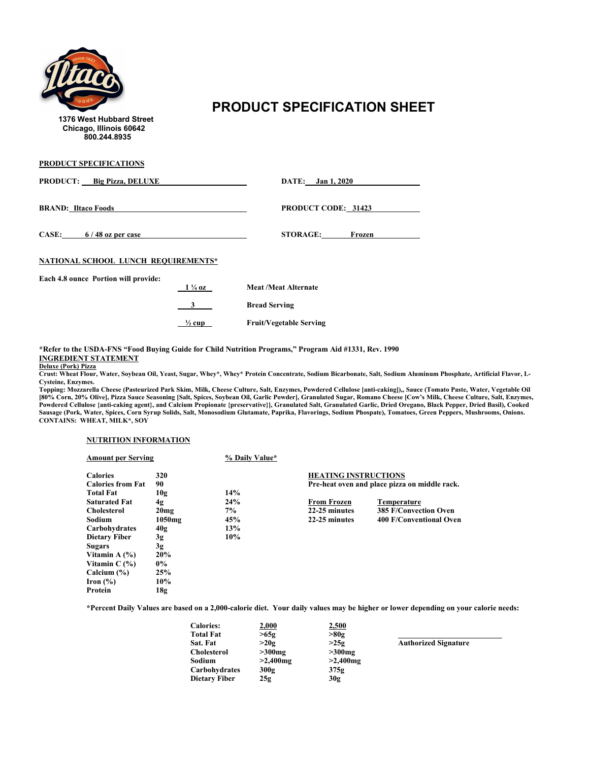1376 West Hubbard Street
Chicago, Illinois 60642
800.244.8935

# PRODUCT SPECIFICATION SHEET

**PRODUCT SPECIFICATIONS**

**PRODUCT:** Big Pizza, DELUXE

**DATE:** Jan 1, 2020

**BRAND:** Iltaco Foods

**PRODUCT CODE:** 31423

**CASE:** 6 / 48 oz per case

**STORAGE:** Frozen

**NATIONAL SCHOOL LUNCH REQUIREMENTS***

**Each 4.8 ounce Portion will provide:**

| | |
|---|---|
| 1 ¼ oz | Meat /Meat Alternate |
| 3 | Bread Serving |
| ½ cup | Fruit/Vegetable Serving |

***Refer to the USDA-FNS "Food Buying Guide for Child Nutrition Programs," Program Aid #1331, Rev. 1990**

**INGREDIENT STATEMENT**

**Deluxe (Pork) Pizza**

**Crust:** Wheat Flour, Water, Soybean Oil, Yeast, Sugar, Whey*, Whey* Protein Concentrate, Sodium Bicarbonate, Salt, Sodium Aluminum Phosphate, Artificial Flavor, L-Cysteine, Enzymes.

**Topping:** Mozzarella Cheese (Pasteurized Park Skim, Milk, Cheese Culture, Salt, Enzymes, Powdered Cellulose [anti-caking]),, Sauce (Tomato Paste, Water, Vegetable Oil [80% Corn, 20% Olive], Pizza Sauce Seasoning [Salt, Spices, Soybean Oil, Garlic Powder], Granulated Sugar, Romano Cheese [Cow's Milk, Cheese Culture, Salt, Enzymes, Powdered Cellulose {anti-caking agent}, and Calcium Propionate {preservative}], Granulated Salt, Granulated Garlic, Dried Oregano, Black Pepper, Dried Basil), Cooked Sausage (Pork, Water, Spices, Corn Syrup Solids, Salt, Monosodium Glutamate, Paprika, Flavorings, Sodium Phospate), Tomatoes, Green Peppers, Mushrooms, Onions.

**CONTAINS: WHEAT, MILK*, SOY**

**NUTRITION INFORMATION**

| Amount per Serving | | % Daily Value* |
|---|---|---|
| Calories | 320 | |
| Calories from Fat | 90 | |
| Total Fat | 10g | 14% |
| Saturated Fat | 4g | 24% |
| Cholesterol | 20mg | 7% |
| Sodium | 1050mg | 45% |
| Carbohydrates | 40g | 13% |
| Dietary Fiber | 3g | 10% |
| Sugars | 3g | |
| Vitamin A (%) | 20% | |
| Vitamin C (%) | 0% | |
| Calcium (%) | 25% | |
| Iron (%) | 10% | |
| Protein | 18g | |

**HEATING INSTRUCTIONS**

**Pre-heat oven and place pizza on middle rack.**

| From Frozen | Temperature |
|---|---|
| 22-25 minutes | 385 F/Convection Oven |
| 22-25 minutes | 400 F/Conventional Oven |

***Percent Daily Values are based on a 2,000-calorie diet. Your daily values may be higher or lower depending on your calorie needs:**

| Calories: | 2,000 | 2,500 |
|---|---|---|
| Total Fat | >65g | >80g |
| Sat. Fat | >20g | >25g |
| Cholesterol | >300mg | >300mg |
| Sodium | >2,400mg | >2,400mg |
| Carbohydrates | 300g | 375g |
| Dietary Fiber | 25g | 30g |

___________________________
**Authorized Signature**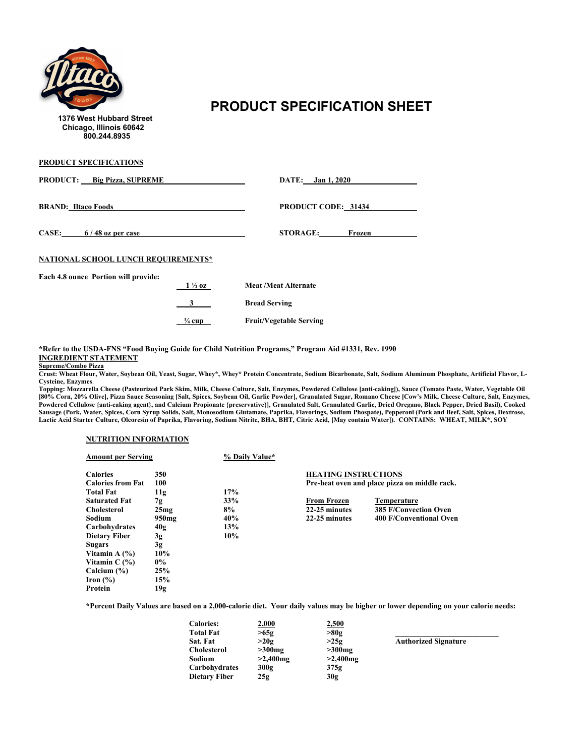1376 West Hubbard Street
Chicago, Illinois 60642
800.244.8935

# PRODUCT SPECIFICATION SHEET

## PRODUCT SPECIFICATIONS

**PRODUCT:** Big Pizza, SUPREME

**DATE:** Jan 1, 2020

**BRAND:** Iltaco Foods

**PRODUCT CODE:** 31434

**CASE:** 6 / 48 oz per case

**STORAGE:** Frozen

## NATIONAL SCHOOL LUNCH REQUIREMENTS*

**Each 4.8 ounce Portion will provide:**

| | |
|---|---|
| 1 ½ oz | Meat /Meat Alternate |
| 3 | Bread Serving |
| ¼ cup | Fruit/Vegetable Serving |

*Refer to the USDA-FNS "Food Buying Guide for Child Nutrition Programs," Program Aid #1331, Rev. 1990

## INGREDIENT STATEMENT

**Supreme/Combo Pizza**

**Crust:** Wheat Flour, Water, Soybean Oil, Yeast, Sugar, Whey*, Whey* Protein Concentrate, Sodium Bicarbonate, Salt, Sodium Aluminum Phosphate, Artificial Flavor, L-Cysteine, Enzymes.

**Topping:** Mozzarella Cheese (Pasteurized Park Skim, Milk, Cheese Culture, Salt, Enzymes, Powdered Cellulose [anti-caking]), Sauce (Tomato Paste, Water, Vegetable Oil [80% Corn, 20% Olive], Pizza Sauce Seasoning [Salt, Spices, Soybean Oil, Garlic Powder], Granulated Sugar, Romano Cheese [Cow's Milk, Cheese Culture, Salt, Enzymes, Powdered Cellulose {anti-caking agent}, and Calcium Propionate {preservative}], Granulated Salt, Granulated Garlic, Dried Oregano, Black Pepper, Dried Basil), Cooked Sausage (Pork, Water, Spices, Corn Syrup Solids, Salt, Monosodium Glutamate, Paprika, Flavorings, Sodium Phospate), Pepperoni (Pork and Beef, Salt, Spices, Dextrose, Lactic Acid Starter Culture, Oleoresin of Paprika, Flavoring, Sodium Nitrite, BHA, BHT, Citric Acid, [May contain Water]). CONTAINS: WHEAT, MILK*, SOY

## NUTRITION INFORMATION

| Amount per Serving | | % Daily Value* |
|---|---|---|
| Calories | 350 | |
| Calories from Fat | 100 | |
| Total Fat | 11g | 17% |
| Saturated Fat | 7g | 33% |
| Cholesterol | 25mg | 8% |
| Sodium | 950mg | 40% |
| Carbohydrates | 40g | 13% |
| Dietary Fiber | 3g | 10% |
| Sugars | 3g | |
| Vitamin A (%) | 10% | |
| Vitamin C (%) | 0% | |
| Calcium (%) | 25% | |
| Iron (%) | 15% | |
| Protein | 19g | |

## HEATING INSTRUCTIONS

Pre-heat oven and place pizza on middle rack.

| From Frozen | Temperature |
|---|---|
| 22-25 minutes | 385 F/Convection Oven |
| 22-25 minutes | 400 F/Conventional Oven |

*Percent Daily Values are based on a 2,000-calorie diet. Your daily values may be higher or lower depending on your calorie needs:

| Calories: | 2,000 | 2,500 |
|---|---|---|
| Total Fat | >65g | >80g |
| Sat. Fat | >20g | >25g |
| Cholesterol | >300mg | >300mg |
| Sodium | >2,400mg | >2,400mg |
| Carbohydrates | 300g | 375g |
| Dietary Fiber | 25g | 30g |

\_\_\_\_\_\_\_\_\_\_\_\_\_\_\_\_\_\_\_\_\_\_\_\_\_\_

Authorized Signature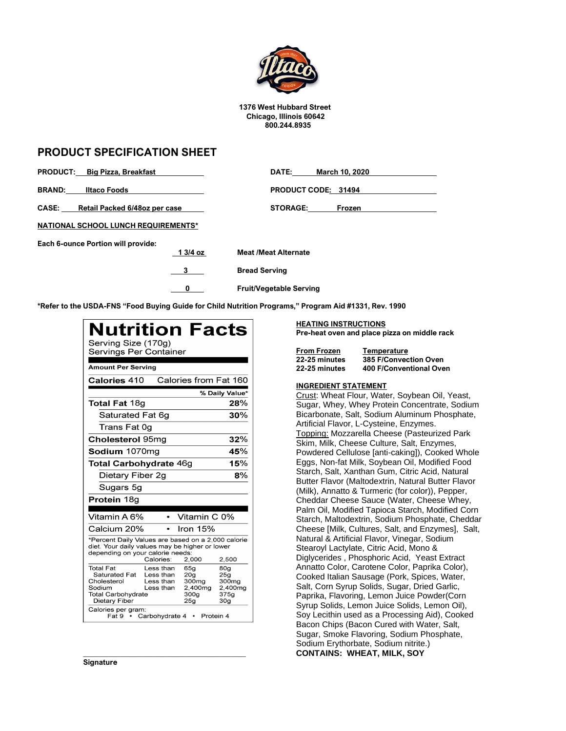1376 West Hubbard Street
Chicago, Illinois 60642
800.244.8935

## PRODUCT SPECIFICATION SHEET

**PRODUCT:** Big Pizza, Breakfast

**DATE:** March 10, 2020

**BRAND:** Iltaco Foods

**PRODUCT CODE:** 31494

**CASE:** Retail Packed 6/48oz per case

**STORAGE:** Frozen

**NATIONAL SCHOOL LUNCH REQUIREMENTS***

**Each 6-ounce Portion will provide:**

| | |
|---|---|
| 1 3/4 oz | Meat /Meat Alternate |
| 3 | Bread Serving |
| 0 | Fruit/Vegetable Serving |

***Refer to the USDA-FNS "Food Buying Guide for Child Nutrition Programs," Program Aid #1331, Rev. 1990**

### Nutrition Facts

Serving Size (170g)
Servings Per Container

**Amount Per Serving**

| | |
|---|---|
| **Calories** 410 | Calories from Fat 160 |
| | **% Daily Value*** |
| **Total Fat** 18g | **28%** |
| Saturated Fat 6g | **30%** |
| Trans Fat 0g | |
| **Cholesterol** 95mg | **32%** |
| **Sodium** 1070mg | **45%** |
| **Total Carbohydrate** 46g | **15%** |
| Dietary Fiber 2g | **8%** |
| Sugars 5g | |
| **Protein** 18g | |

| | |
|---|---|
| Vitamin A 6% | Vitamin C 0% |
| Calcium 20% | Iron 15% |

*Percent Daily Values are based on a 2,000 calorie diet. Your daily values may be higher or lower depending on your calorie needs:

| | | | |
|---|---|---|---|
| | Calories: | 2,000 | 2,500 |
| Total Fat | Less than | 65g | 80g |
| Saturated Fat | Less than | 20g | 25g |
| Cholesterol | Less than | 300mg | 300mg |
| Sodium | Less than | 2,400mg | 2,400mg |
| Total Carbohydrate | | 300g | 375g |
| Dietary Fiber | | 25g | 30g |

Calories per gram:
Fat 9 • Carbohydrate 4 • Protein 4

**HEATING INSTRUCTIONS**

**Pre-heat oven and place pizza on middle rack**

| From Frozen | Temperature |
|---|---|
| 22-25 minutes | 385 F/Convection Oven |
| 22-25 minutes | 400 F/Conventional Oven |

**INGREDIENT STATEMENT**

Crust: Wheat Flour, Water, Soybean Oil, Yeast, Sugar, Whey, Whey Protein Concentrate, Sodium Bicarbonate, Salt, Sodium Aluminum Phosphate, Artificial Flavor, L-Cysteine, Enzymes.
Topping: Mozzarella Cheese (Pasteurized Park Skim, Milk, Cheese Culture, Salt, Enzymes, Powdered Cellulose [anti-caking]), Cooked Whole Eggs, Non-fat Milk, Soybean Oil, Modified Food Starch, Salt, Xanthan Gum, Citric Acid, Natural Butter Flavor (Maltodextrin, Natural Butter Flavor (Milk), Annatto & Turmeric (for color)), Pepper, Cheddar Cheese Sauce (Water, Cheese Whey, Palm Oil, Modified Tapioca Starch, Modified Corn Starch, Maltodextrin, Sodium Phosphate, Cheddar Cheese [Milk, Cultures, Salt, and Enzymes], Salt, Natural & Artificial Flavor, Vinegar, Sodium Stearoyl Lactylate, Citric Acid, Mono & Diglycerides , Phosphoric Acid, Yeast Extract Annatto Color, Carotene Color, Paprika Color), Cooked Italian Sausage (Pork, Spices, Water, Salt, Corn Syrup Solids, Sugar, Dried Garlic, Paprika, Flavoring, Lemon Juice Powder(Corn Syrup Solids, Lemon Juice Solids, Lemon Oil), Soy Lecithin used as a Processing Aid), Cooked Bacon Chips (Bacon Cured with Water, Salt, Sugar, Smoke Flavoring, Sodium Phosphate, Sodium Erythorbate, Sodium nitrite.)
**CONTAINS: WHEAT, MILK, SOY**

**Signature**